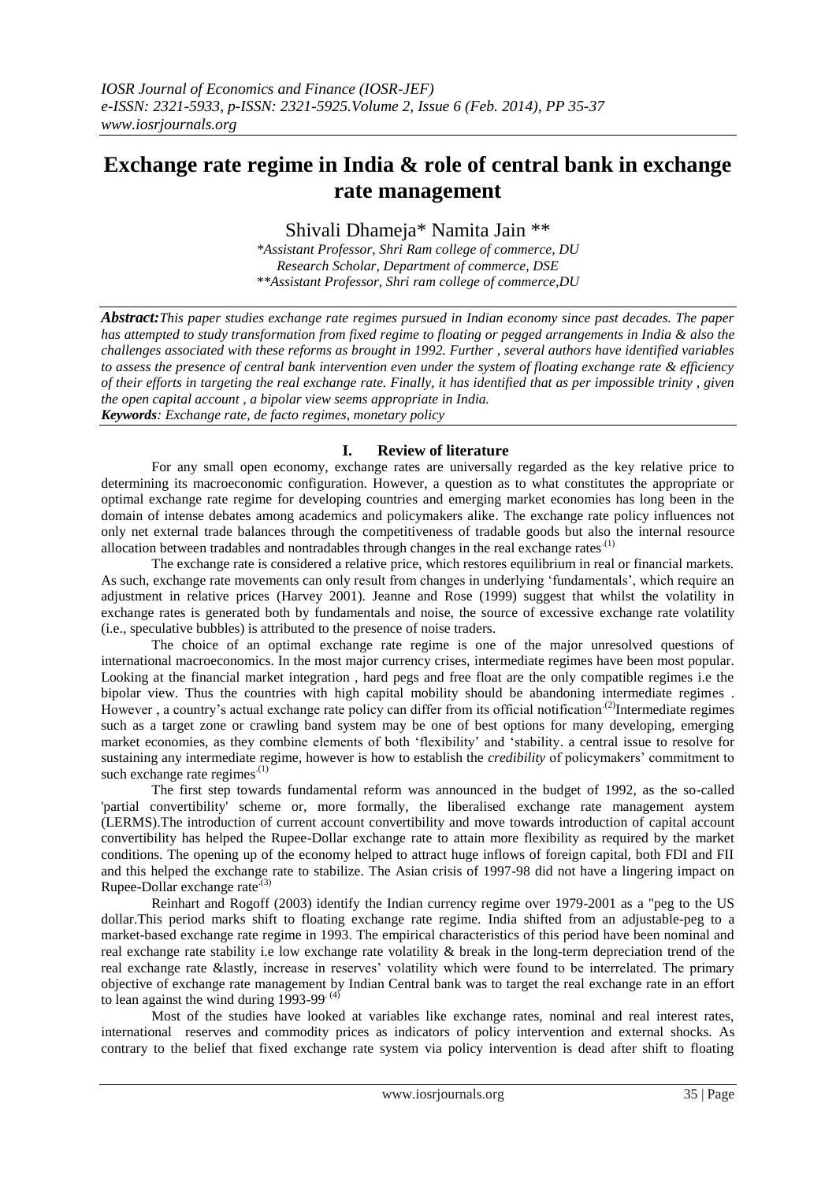# Exchange rate regime in India & role of central bank in exchange rate management

Shivali Dhameja* Namita Jain **

*Assistant Professor, Shri Ram college of commerce, DU
Research Scholar, Department of commerce, DSE
**Assistant Professor, Shri ram college of commerce,DU

***Abstract:*** *This paper studies exchange rate regimes pursued in Indian economy since past decades. The paper has attempted to study transformation from fixed regime to floating or pegged arrangements in India & also the challenges associated with these reforms as brought in 1992. Further , several authors have identified variables to assess the presence of central bank intervention even under the system of floating exchange rate & efficiency of their efforts in targeting the real exchange rate. Finally, it has identified that as per impossible trinity , given the open capital account , a bipolar view seems appropriate in India.*

***Keywords****: Exchange rate, de facto regimes, monetary policy*

## I. Review of literature

For any small open economy, exchange rates are universally regarded as the key relative price to determining its macroeconomic configuration. However, a question as to what constitutes the appropriate or optimal exchange rate regime for developing countries and emerging market economies has long been in the domain of intense debates among academics and policymakers alike. The exchange rate policy influences not only net external trade balances through the competitiveness of tradable goods but also the internal resource allocation between tradables and nontradables through changes in the real exchange rates.[(1)]

The exchange rate is considered a relative price, which restores equilibrium in real or financial markets. As such, exchange rate movements can only result from changes in underlying 'fundamentals', which require an adjustment in relative prices (Harvey 2001). Jeanne and Rose (1999) suggest that whilst the volatility in exchange rates is generated both by fundamentals and noise, the source of excessive exchange rate volatility (i.e., speculative bubbles) is attributed to the presence of noise traders.

The choice of an optimal exchange rate regime is one of the major unresolved questions of international macroeconomics. In the most major currency crises, intermediate regimes have been most popular. Looking at the financial market integration , hard pegs and free float are the only compatible regimes i.e the bipolar view. Thus the countries with high capital mobility should be abandoning intermediate regimes . However , a country's actual exchange rate policy can differ from its official notification.[(2)]Intermediate regimes such as a target zone or crawling band system may be one of best options for many developing, emerging market economies, as they combine elements of both 'flexibility' and 'stability. a central issue to resolve for sustaining any intermediate regime, however is how to establish the *credibility* of policymakers' commitment to such exchange rate regimes.[(1)]

The first step towards fundamental reform was announced in the budget of 1992, as the so-called 'partial convertibility' scheme or, more formally, the liberalised exchange rate management aystem (LERMS).The introduction of current account convertibility and move towards introduction of capital account convertibility has helped the Rupee-Dollar exchange rate to attain more flexibility as required by the market conditions. The opening up of the economy helped to attract huge inflows of foreign capital, both FDI and FII and this helped the exchange rate to stabilize. The Asian crisis of 1997-98 did not have a lingering impact on Rupee-Dollar exchange rate.[(3)]

Reinhart and Rogoff (2003) identify the Indian currency regime over 1979-2001 as a "peg to the US dollar.This period marks shift to floating exchange rate regime. India shifted from an adjustable-peg to a market-based exchange rate regime in 1993. The empirical characteristics of this period have been nominal and real exchange rate stability i.e low exchange rate volatility & break in the long-term depreciation trend of the real exchange rate &lastly, increase in reserves' volatility which were found to be interrelated. The primary objective of exchange rate management by Indian Central bank was to target the real exchange rate in an effort to lean against the wind during 1993-99.[(4)]

Most of the studies have looked at variables like exchange rates, nominal and real interest rates, international reserves and commodity prices as indicators of policy intervention and external shocks. As contrary to the belief that fixed exchange rate system via policy intervention is dead after shift to floating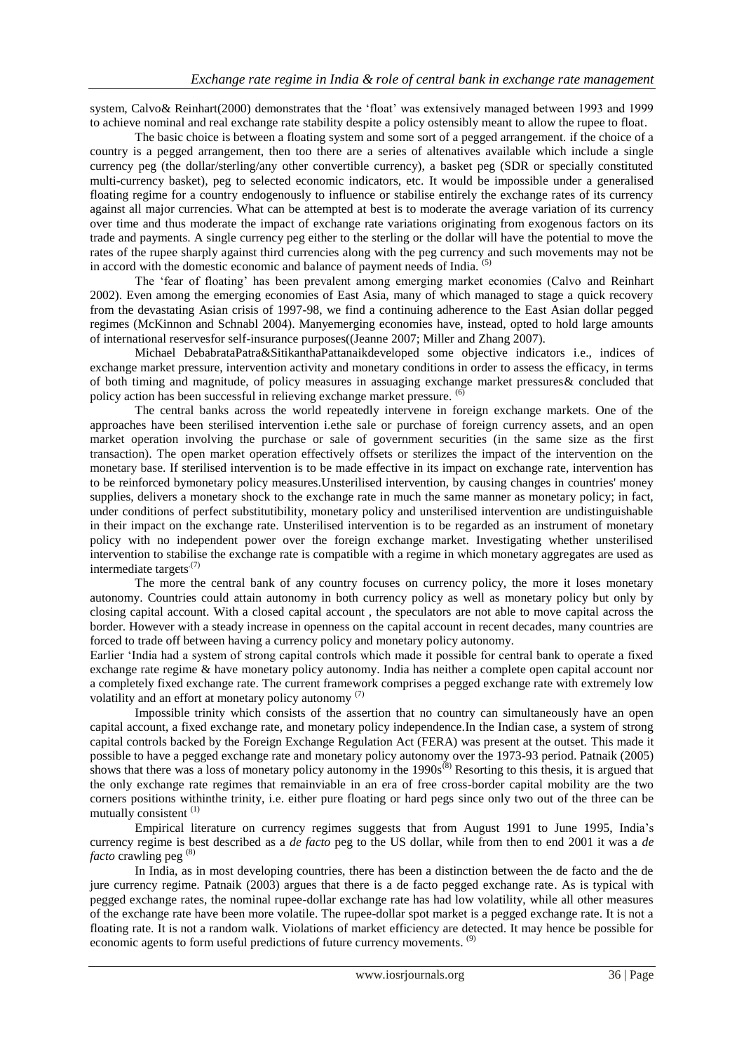system, Calvo& Reinhart(2000) demonstrates that the 'float' was extensively managed between 1993 and 1999 to achieve nominal and real exchange rate stability despite a policy ostensibly meant to allow the rupee to float.

The basic choice is between a floating system and some sort of a pegged arrangement. if the choice of a country is a pegged arrangement, then too there are a series of altenatives available which include a single currency peg (the dollar/sterling/any other convertible currency), a basket peg (SDR or specially constituted multi-currency basket), peg to selected economic indicators, etc. It would be impossible under a generalised floating regime for a country endogenously to influence or stabilise entirely the exchange rates of its currency against all major currencies. What can be attempted at best is to moderate the average variation of its currency over time and thus moderate the impact of exchange rate variations originating from exogenous factors on its trade and payments. A single currency peg either to the sterling or the dollar will have the potential to move the rates of the rupee sharply against third currencies along with the peg currency and such movements may not be in accord with the domestic economic and balance of payment needs of India. [5]

The 'fear of floating' has been prevalent among emerging market economies (Calvo and Reinhart 2002). Even among the emerging economies of East Asia, many of which managed to stage a quick recovery from the devastating Asian crisis of 1997-98, we find a continuing adherence to the East Asian dollar pegged regimes (McKinnon and Schnabl 2004). Manyemerging economies have, instead, opted to hold large amounts of international reservesfor self-insurance purposes((Jeanne 2007; Miller and Zhang 2007).

Michael DebabrataPatra&SitikanthaPattanaikdeveloped some objective indicators i.e., indices of exchange market pressure, intervention activity and monetary conditions in order to assess the efficacy, in terms of both timing and magnitude, of policy measures in assuaging exchange market pressures& concluded that policy action has been successful in relieving exchange market pressure. [6]

The central banks across the world repeatedly intervene in foreign exchange markets. One of the approaches have been sterilised intervention i.ethe sale or purchase of foreign currency assets, and an open market operation involving the purchase or sale of government securities (in the same size as the first transaction). The open market operation effectively offsets or sterilizes the impact of the intervention on the monetary base. If sterilised intervention is to be made effective in its impact on exchange rate, intervention has to be reinforced bymonetary policy measures.Unsterilised intervention, by causing changes in countries' money supplies, delivers a monetary shock to the exchange rate in much the same manner as monetary policy; in fact, under conditions of perfect substitutibility, monetary policy and unsterilised intervention are undistinguishable in their impact on the exchange rate. Unsterilised intervention is to be regarded as an instrument of monetary policy with no independent power over the foreign exchange market. Investigating whether unsterilised intervention to stabilise the exchange rate is compatible with a regime in which monetary aggregates are used as intermediate targets [7]

The more the central bank of any country focuses on currency policy, the more it loses monetary autonomy. Countries could attain autonomy in both currency policy as well as monetary policy but only by closing capital account. With a closed capital account , the speculators are not able to move capital across the border. However with a steady increase in openness on the capital account in recent decades, many countries are forced to trade off between having a currency policy and monetary policy autonomy.

Earlier 'India had a system of strong capital controls which made it possible for central bank to operate a fixed exchange rate regime & have monetary policy autonomy. India has neither a complete open capital account nor a completely fixed exchange rate. The current framework comprises a pegged exchange rate with extremely low volatility and an effort at monetary policy autonomy [7]

Impossible trinity which consists of the assertion that no country can simultaneously have an open capital account, a fixed exchange rate, and monetary policy independence.In the Indian case, a system of strong capital controls backed by the Foreign Exchange Regulation Act (FERA) was present at the outset. This made it possible to have a pegged exchange rate and monetary policy autonomy over the 1973-93 period. Patnaik (2005) shows that there was a loss of monetary policy autonomy in the 1990s[8] Resorting to this thesis, it is argued that the only exchange rate regimes that remainviable in an era of free cross-border capital mobility are the two corners positions withinthe trinity, i.e. either pure floating or hard pegs since only two out of the three can be mutually consistent [1]

Empirical literature on currency regimes suggests that from August 1991 to June 1995, India's currency regime is best described as a *de facto* peg to the US dollar, while from then to end 2001 it was a *de facto* crawling peg [8]

In India, as in most developing countries, there has been a distinction between the de facto and the de jure currency regime. Patnaik (2003) argues that there is a de facto pegged exchange rate. As is typical with pegged exchange rates, the nominal rupee-dollar exchange rate has had low volatility, while all other measures of the exchange rate have been more volatile. The rupee-dollar spot market is a pegged exchange rate. It is not a floating rate. It is not a random walk. Violations of market efficiency are detected. It may hence be possible for economic agents to form useful predictions of future currency movements. [9]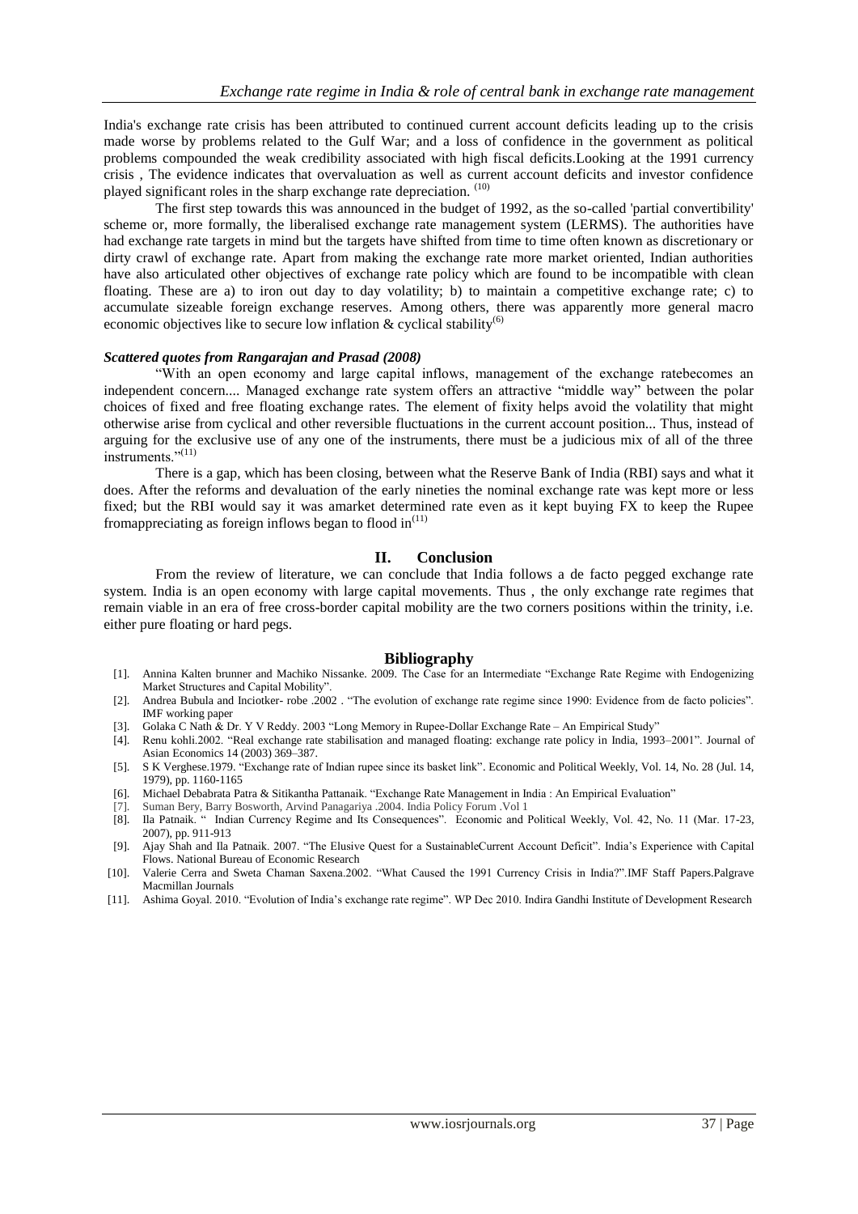India's exchange rate crisis has been attributed to continued current account deficits leading up to the crisis made worse by problems related to the Gulf War; and a loss of confidence in the government as political problems compounded the weak credibility associated with high fiscal deficits.Looking at the 1991 currency crisis , The evidence indicates that overvaluation as well as current account deficits and investor confidence played significant roles in the sharp exchange rate depreciation. (10)

The first step towards this was announced in the budget of 1992, as the so-called 'partial convertibility' scheme or, more formally, the liberalised exchange rate management system (LERMS). The authorities have had exchange rate targets in mind but the targets have shifted from time to time often known as discretionary or dirty crawl of exchange rate. Apart from making the exchange rate more market oriented, Indian authorities have also articulated other objectives of exchange rate policy which are found to be incompatible with clean floating. These are a) to iron out day to day volatility; b) to maintain a competitive exchange rate; c) to accumulate sizeable foreign exchange reserves. Among others, there was apparently more general macro economic objectives like to secure low inflation & cyclical stability(6)

***Scattered quotes from Rangarajan and Prasad (2008)***

"With an open economy and large capital inflows, management of the exchange ratebecomes an independent concern.... Managed exchange rate system offers an attractive "middle way" between the polar choices of fixed and free floating exchange rates. The element of fixity helps avoid the volatility that might otherwise arise from cyclical and other reversible fluctuations in the current account position... Thus, instead of arguing for the exclusive use of any one of the instruments, there must be a judicious mix of all of the three instruments."(11)

There is a gap, which has been closing, between what the Reserve Bank of India (RBI) says and what it does. After the reforms and devaluation of the early nineties the nominal exchange rate was kept more or less fixed; but the RBI would say it was amarket determined rate even as it kept buying FX to keep the Rupee fromappreciating as foreign inflows began to flood in(11)

## II. Conclusion

From the review of literature, we can conclude that India follows a de facto pegged exchange rate system. India is an open economy with large capital movements. Thus , the only exchange rate regimes that remain viable in an era of free cross-border capital mobility are the two corners positions within the trinity, i.e. either pure floating or hard pegs.

## Bibliography

[1]. Annina Kalten brunner and Machiko Nissanke. 2009. The Case for an Intermediate "Exchange Rate Regime with Endogenizing Market Structures and Capital Mobility".

[2]. Andrea Bubula and Inciotker- robe .2002 . "The evolution of exchange rate regime since 1990: Evidence from de facto policies". IMF working paper

[3]. Golaka C Nath & Dr. Y V Reddy. 2003 "Long Memory in Rupee-Dollar Exchange Rate – An Empirical Study"

[4]. Renu kohli.2002. "Real exchange rate stabilisation and managed floating: exchange rate policy in India, 1993–2001". Journal of Asian Economics 14 (2003) 369–387.

[5]. S K Verghese.1979. "Exchange rate of Indian rupee since its basket link". Economic and Political Weekly, Vol. 14, No. 28 (Jul. 14, 1979), pp. 1160-1165

[6]. Michael Debabrata Patra & Sitikantha Pattanaik. "Exchange Rate Management in India : An Empirical Evaluation"

[7]. Suman Bery, Barry Bosworth, Arvind Panagariya .2004. India Policy Forum .Vol 1

[8]. Ila Patnaik. " Indian Currency Regime and Its Consequences". Economic and Political Weekly, Vol. 42, No. 11 (Mar. 17-23, 2007), pp. 911-913

[9]. Ajay Shah and Ila Patnaik. 2007. "The Elusive Quest for a SustainableCurrent Account Deficit". India's Experience with Capital Flows. National Bureau of Economic Research

[10]. Valerie Cerra and Sweta Chaman Saxena.2002. "What Caused the 1991 Currency Crisis in India?".IMF Staff Papers.Palgrave Macmillan Journals

[11]. Ashima Goyal. 2010. "Evolution of India's exchange rate regime". WP Dec 2010. Indira Gandhi Institute of Development Research